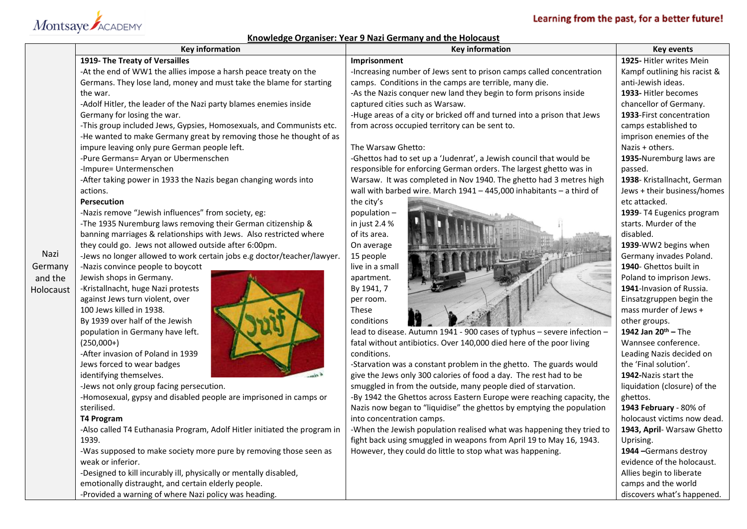Montsaye ACADEMY

**Learning from the past, for a better future!**

## Knowledge Organiser: Year 9 Nazi Germany and the Holocaust

**Topic: Nazi Germany and the Holocaust**

### Key information

**1919- The Treaty of Versailles**

- At the end of WW1 the allies impose a harsh peace treaty on the Germans. They lose land, money and must take the blame for starting the war.
- Adolf Hitler, the leader of the Nazi party blames enemies inside Germany for losing the war.
- This group included Jews, Gypsies, Homosexuals, and Communists etc.
- He wanted to make Germany great by removing those he thought of as impure leaving only pure German people left.
- Pure Germans= Aryan or Ubermenschen
- Impure= Untermenschen
- After taking power in 1933 the Nazis began changing words into actions.

**Persecution**

- Nazis remove "Jewish influences" from society, eg:
- The 1935 Nuremburg laws removing their German citizenship & banning marriages & relationships with Jews. Also restricted where they could go. Jews not allowed outside after 6:00pm.
- Jews no longer allowed to work certain jobs e.g doctor/teacher/lawyer.
- Nazis convince people to boycott Jewish shops in Germany.
- Kristallnacht, huge Nazi protests against Jews turn violent, over 100 Jews killed in 1938.

By 1939 over half of the Jewish population in Germany have left. (250,000+)

- After invasion of Poland in 1939 Jews forced to wear badges identifying themselves.
- Jews not only group facing persecution.
- Homosexual, gypsy and disabled people are imprisoned in camps or sterilised.

**T4 Program**

- Also called T4 Euthanasia Program, Adolf Hitler initiated the program in 1939.
- Was supposed to make society more pure by removing those seen as weak or inferior.
- Designed to kill incurably ill, physically or mentally disabled, emotionally distraught, and certain elderly people.
- Provided a warning of where Nazi policy was heading.

### Key information

**Imprisonment**

- Increasing number of Jews sent to prison camps called concentration camps. Conditions in the camps are terrible, many die.
- As the Nazis conquer new land they begin to form prisons inside captured cities such as Warsaw.
- Huge areas of a city or bricked off and turned into a prison that Jews from across occupied territory can be sent to.

The Warsaw Ghetto:

- Ghettos had to set up a 'Judenrat', a Jewish council that would be responsible for enforcing German orders. The largest ghetto was in Warsaw. It was completed in Nov 1940. The ghetto had 3 metres high wall with barbed wire. March 1941 – 445,000 inhabitants – a third of the city's population – in just 2.4 % of its area. On average 15 people live in a small apartment. By 1941, 7 per room. These conditions lead to disease. Autumn 1941 - 900 cases of typhus – severe infection – fatal without antibiotics. Over 140,000 died here of the poor living conditions.
- Starvation was a constant problem in the ghetto. The guards would give the Jews only 300 calories of food a day. The rest had to be smuggled in from the outside, many people died of starvation.
- By 1942 the Ghettos across Eastern Europe were reaching capacity, the Nazis now began to "liquidise" the ghettos by emptying the population into concentration camps.
- When the Jewish population realised what was happening they tried to fight back using smuggled in weapons from April 19 to May 16, 1943. However, they could do little to stop what was happening.

### Key events

**1925**- Hitler writes Mein Kampf outlining his racist & anti-Jewish ideas.

**1933**- Hitler becomes chancellor of Germany.

**1933**-First concentration camps established to imprison enemies of the Nazis + others.

**1935**-Nuremburg laws are passed.

**1938**- Kristallnacht, German Jews + their business/homes etc attacked.

**1939**- T4 Eugenics program starts. Murder of the disabled.

**1939**-WW2 begins when Germany invades Poland.

**1940**- Ghettos built in Poland to imprison Jews.

**1941**-Invasion of Russia. Einsatzgruppen begin the mass murder of Jews + other groups.

**1942 Jan 20th –** The Wannsee conference. Leading Nazis decided on the 'Final solution'.

**1942**-Nazis start the liquidation (closure) of the ghettos.

**1943 February** - 80% of holocaust victims now dead.

**1943, April**- Warsaw Ghetto Uprising.

**1944 –**Germans destroy evidence of the holocaust. Allies begin to liberate camps and the world discovers what's happened.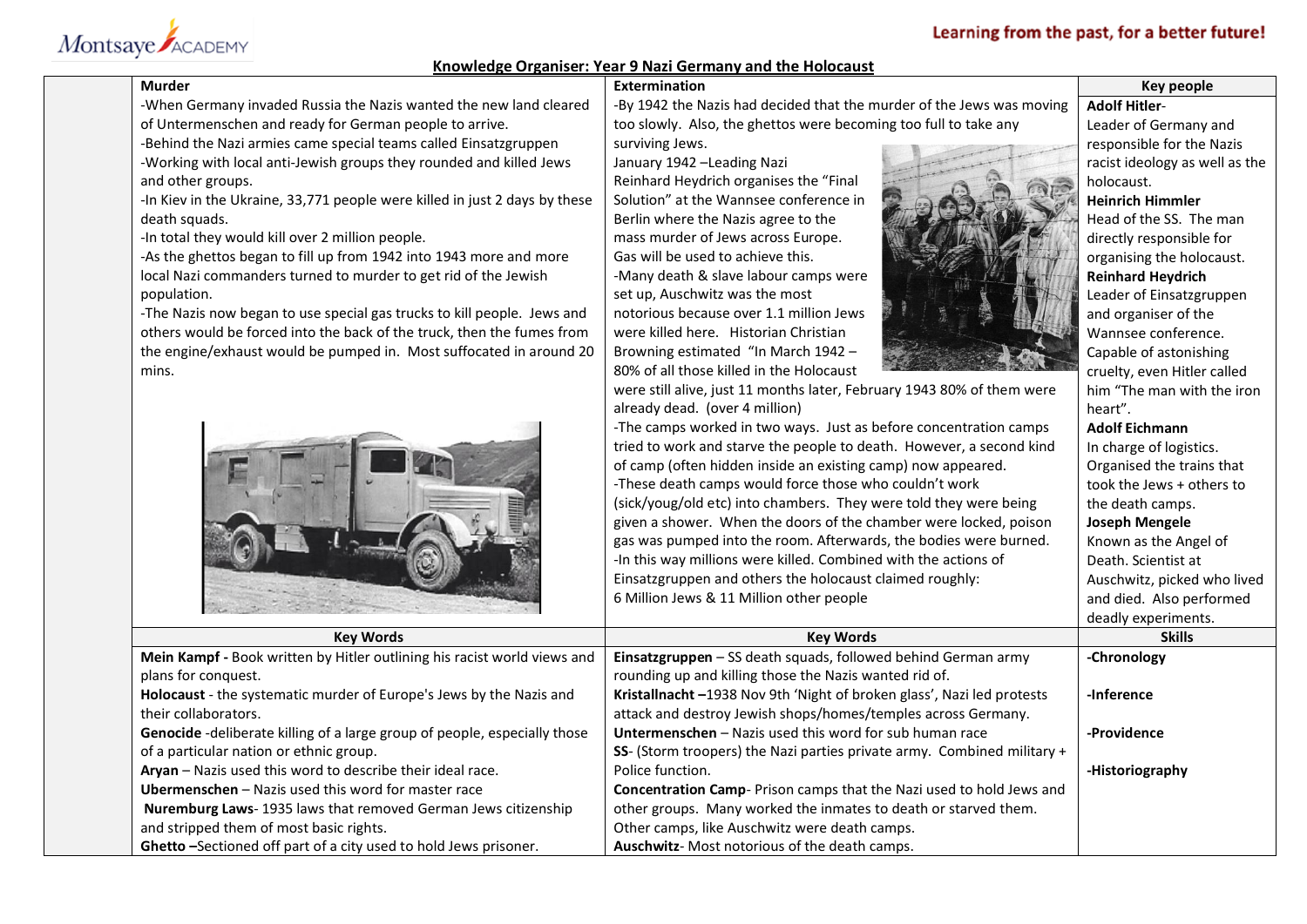Learning from the past, for a better future!

## Knowledge Organiser: Year 9 Nazi Germany and the Holocaust

| Murder | Extermination | Key people |
|---|---|---|
| -When Germany invaded Russia the Nazis wanted the new land cleared of Untermenschen and ready for German people to arrive.<br>-Behind the Nazi armies came special teams called Einsatzgruppen<br>-Working with local anti-Jewish groups they rounded and killed Jews and other groups.<br>-In Kiev in the Ukraine, 33,771 people were killed in just 2 days by these death squads.<br>-In total they would kill over 2 million people.<br>-As the ghettos began to fill up from 1942 into 1943 more and more local Nazi commanders turned to murder to get rid of the Jewish population.<br>-The Nazis now began to use special gas trucks to kill people. Jews and others would be forced into the back of the truck, then the fumes from the engine/exhaust would be pumped in. Most suffocated in around 20 mins. | -By 1942 the Nazis had decided that the murder of the Jews was moving too slowly. Also, the ghettos were becoming too full to take any surviving Jews.<br>January 1942 –Leading Nazi Reinhard Heydrich organises the "Final Solution" at the Wannsee conference in Berlin where the Nazis agree to the mass murder of Jews across Europe. Gas will be used to achieve this.<br>-Many death & slave labour camps were set up, Auschwitz was the most notorious because over 1.1 million Jews were killed here. Historian Christian Browning estimated "In March 1942 – 80% of all those killed in the Holocaust were still alive, just 11 months later, February 1943 80% of them were already dead. (over 4 million)<br>-The camps worked in two ways. Just as before concentration camps tried to work and starve the people to death. However, a second kind of camp (often hidden inside an existing camp) now appeared.<br>-These death camps would force those who couldn't work (sick/youg/old etc) into chambers. They were told they were being given a shower. When the doors of the chamber were locked, poison gas was pumped into the room. Afterwards, the bodies were burned.<br>-In this way millions were killed. Combined with the actions of Einsatzgruppen and others the holocaust claimed roughly:<br>6 Million Jews & 11 Million other people | **Adolf Hitler**-<br>Leader of Germany and responsible for the Nazis racist ideology as well as the holocaust.<br>**Heinrich Himmler**<br>Head of the SS. The man directly responsible for organising the holocaust.<br>**Reinhard Heydrich**<br>Leader of Einsatzgruppen and organiser of the Wannsee conference. Capable of astonishing cruelty, even Hitler called him "The man with the iron heart".<br>**Adolf Eichmann**<br>In charge of logistics. Organised the trains that took the Jews + others to the death camps.<br>**Joseph Mengele**<br>Known as the Angel of Death. Scientist at Auschwitz, picked who lived and died. Also performed deadly experiments. |
| **Key Words** | **Key Words** | **Skills** |
| **Mein Kampf -** Book written by Hitler outlining his racist world views and plans for conquest.<br>**Holocaust** - the systematic murder of Europe's Jews by the Nazis and their collaborators.<br>**Genocide** -deliberate killing of a large group of people, especially those of a particular nation or ethnic group.<br>**Aryan** – Nazis used this word to describe their ideal race.<br>**Ubermenschen** – Nazis used this word for master race<br>**Nuremburg Laws**- 1935 laws that removed German Jews citizenship and stripped them of most basic rights.<br>**Ghetto** –Sectioned off part of a city used to hold Jews prisoner. | **Einsatzgruppen** – SS death squads, followed behind German army rounding up and killing those the Nazis wanted rid of.<br>**Kristallnacht** –1938 Nov 9th 'Night of broken glass', Nazi led protests attack and destroy Jewish shops/homes/temples across Germany.<br>**Untermenschen** – Nazis used this word for sub human race<br>**SS**- (Storm troopers) the Nazi parties private army. Combined military + Police function.<br>**Concentration Camp**- Prison camps that the Nazi used to hold Jews and other groups. Many worked the inmates to death or starved them. Other camps, like Auschwitz were death camps.<br>**Auschwitz**- Most notorious of the death camps. | **-Chronology**<br><br>**-Inference**<br><br>**-Providence**<br><br>**-Historiography** |